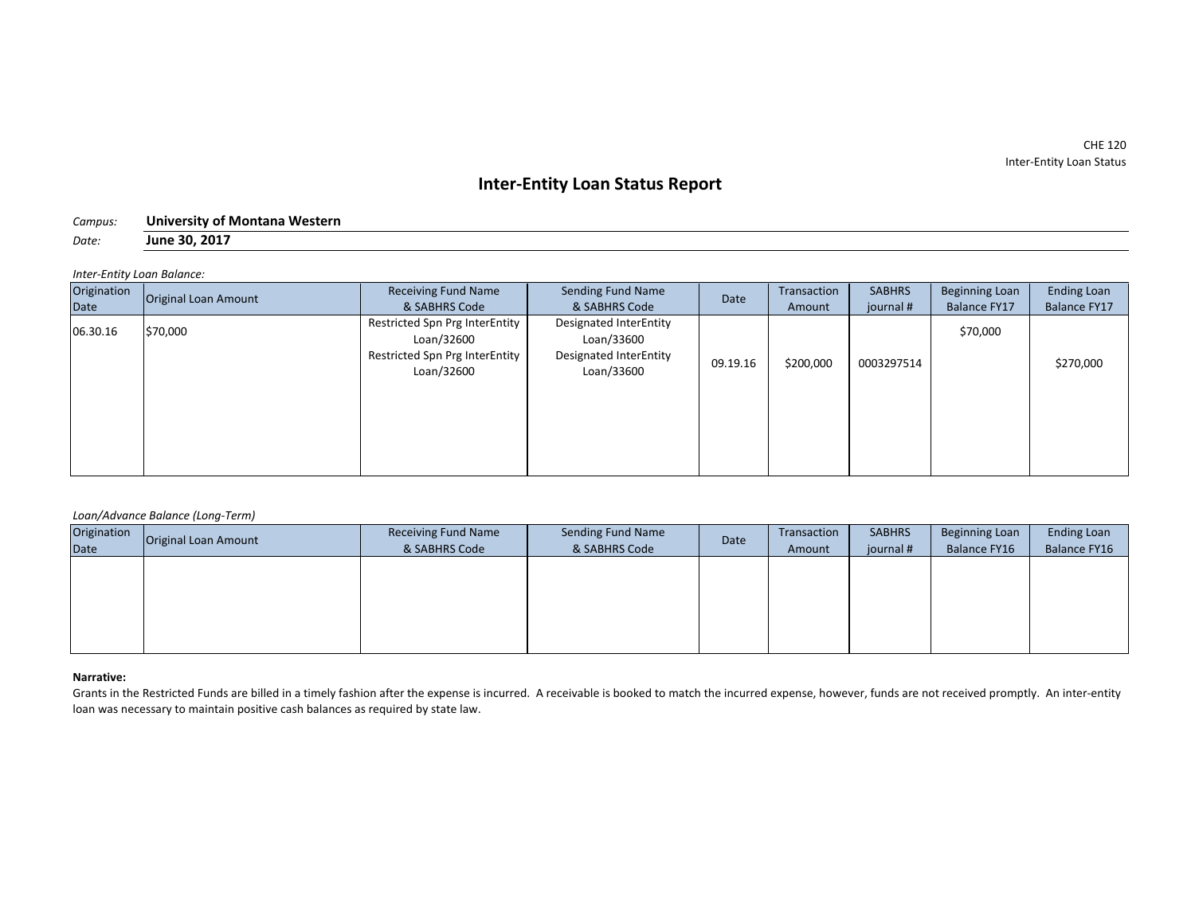CHE 120
Inter-Entity Loan Status

# Inter-Entity Loan Status Report

*Campus:* **University of Montana Western**

*Date:* **June 30, 2017**

*Inter-Entity Loan Balance:*

| Origination Date | Original Loan Amount | Receiving Fund Name & SABHRS Code | Sending Fund Name & SABHRS Code | Date | Transaction Amount | SABHRS journal # | Beginning Loan Balance FY17 | Ending Loan Balance FY17 |
|---|---|---|---|---|---|---|---|---|
| 06.30.16 | $70,000 | Restricted Spn Prg InterEntity Loan/32600 | Designated InterEntity Loan/33600 | | | | $70,000 | |
| | | Restricted Spn Prg InterEntity Loan/32600 | Designated InterEntity Loan/33600 | 09.19.16 | $200,000 | 0003297514 | | $270,000 |

*Loan/Advance Balance (Long-Term)*

| Origination Date | Original Loan Amount | Receiving Fund Name & SABHRS Code | Sending Fund Name & SABHRS Code | Date | Transaction Amount | SABHRS journal # | Beginning Loan Balance FY16 | Ending Loan Balance FY16 |
|---|---|---|---|---|---|---|---|---|
| | | | | | | | | |

**Narrative:**

Grants in the Restricted Funds are billed in a timely fashion after the expense is incurred. A receivable is booked to match the incurred expense, however, funds are not received promptly. An inter-entity loan was necessary to maintain positive cash balances as required by state law.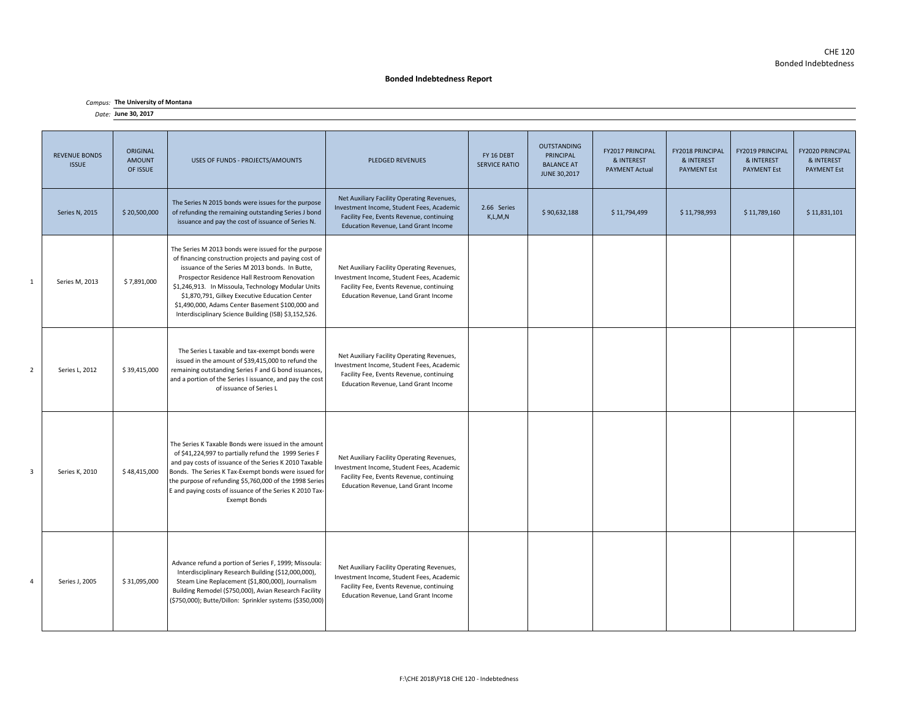# Bonded Indebtedness Report

*Campus:* **The University of Montana**

*Date:* **June 30, 2017**

| | REVENUE BONDS ISSUE | ORIGINAL AMOUNT OF ISSUE | USES OF FUNDS - PROJECTS/AMOUNTS | PLEDGED REVENUES | FY 16 DEBT SERVICE RATIO | OUTSTANDING PRINCIPAL BALANCE AT JUNE 30,2017 | FY2017 PRINCIPAL & INTEREST PAYMENT Actual | FY2018 PRINCIPAL & INTEREST PAYMENT Est | FY2019 PRINCIPAL & INTEREST PAYMENT Est | FY2020 PRINCIPAL & INTEREST PAYMENT Est |
|---|---|---|---|---|---|---|---|---|---|---|
| | Series N, 2015 | $ 20,500,000 | The Series N 2015 bonds were issues for the purpose of refunding the remaining outstanding Series J bond issuance and pay the cost of issuance of Series N. | Net Auxiliary Facility Operating Revenues, Investment Income, Student Fees, Academic Facility Fee, Events Revenue, continuing Education Revenue, Land Grant Income | 2.66 Series K,L,M,N | $ 90,632,188 | $ 11,794,499 | $ 11,798,993 | $ 11,789,160 | $ 11,831,101 |
| 1 | Series M, 2013 | $ 7,891,000 | The Series M 2013 bonds were issued for the purpose of financing construction projects and paying cost of issuance of the Series M 2013 bonds. In Butte, Prospector Residence Hall Restroom Renovation $1,246,913. In Missoula, Technology Modular Units $1,870,791, Gilkey Executive Education Center $1,490,000, Adams Center Basement $100,000 and Interdisciplinary Science Building (ISB) $3,152,526. | Net Auxiliary Facility Operating Revenues, Investment Income, Student Fees, Academic Facility Fee, Events Revenue, continuing Education Revenue, Land Grant Income | | | | | | |
| 2 | Series L, 2012 | $ 39,415,000 | The Series L taxable and tax-exempt bonds were issued in the amount of $39,415,000 to refund the remaining outstanding Series F and G bond issuances, and a portion of the Series I issuance, and pay the cost of issuance of Series L | Net Auxiliary Facility Operating Revenues, Investment Income, Student Fees, Academic Facility Fee, Events Revenue, continuing Education Revenue, Land Grant Income | | | | | | |
| 3 | Series K, 2010 | $ 48,415,000 | The Series K Taxable Bonds were issued in the amount of $41,224,997 to partially refund the 1999 Series F and pay costs of issuance of the Series K 2010 Taxable Bonds. The Series K Tax-Exempt bonds were issued for the purpose of refunding $5,760,000 of the 1998 Series E and paying costs of issuance of the Series K 2010 Tax-Exempt Bonds | Net Auxiliary Facility Operating Revenues, Investment Income, Student Fees, Academic Facility Fee, Events Revenue, continuing Education Revenue, Land Grant Income | | | | | | |
| 4 | Series J, 2005 | $ 31,095,000 | Advance refund a portion of Series F, 1999; Missoula: Interdisciplinary Research Building ($12,000,000), Steam Line Replacement ($1,800,000), Journalism Building Remodel ($750,000), Avian Research Facility ($750,000); Butte/Dillon: Sprinkler systems ($350,000) | Net Auxiliary Facility Operating Revenues, Investment Income, Student Fees, Academic Facility Fee, Events Revenue, continuing Education Revenue, Land Grant Income | | | | | | |

F:\CHE 2018\FY18 CHE 120 - Indebtedness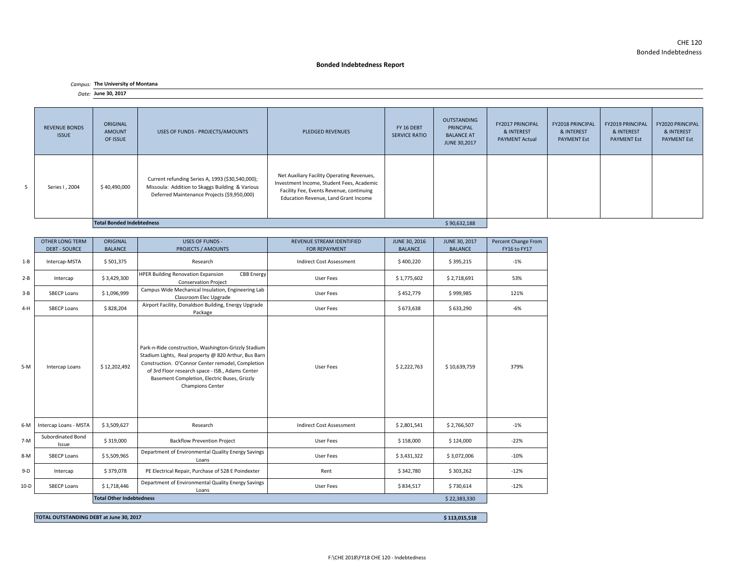CHE 120
Bonded Indebtedness

## Bonded Indebtedness Report

*Campus:* **The University of Montana**

*Date:* **June 30, 2017**

| | REVENUE BONDS ISSUE | ORIGINAL AMOUNT OF ISSUE | USES OF FUNDS - PROJECTS/AMOUNTS | PLEDGED REVENUES | FY 16 DEBT SERVICE RATIO | OUTSTANDING PRINCIPAL BALANCE AT JUNE 30,2017 | FY2017 PRINCIPAL & INTEREST PAYMENT Actual | FY2018 PRINCIPAL & INTEREST PAYMENT Est | FY2019 PRINCIPAL & INTEREST PAYMENT Est | FY2020 PRINCIPAL & INTEREST PAYMENT Est |
|---|---|---|---|---|---|---|---|---|---|---|
| 5 | Series I , 2004 | $ 40,490,000 | Current refunding Series A, 1993 ($30,540,000); Missoula: Addition to Skaggs Building & Various Deferred Maintenance Projects ($9,950,000) | Net Auxiliary Facility Operating Revenues, Investment Income, Student Fees, Academic Facility Fee, Events Revenue, continuing Education Revenue, Land Grant Income | | | | | | |
| | | **Total Bonded Indebtedness** | | | | $ 90,632,188 | | | | |

| | OTHER LONG TERM DEBT - SOURCE | ORIGINAL BALANCE | USES OF FUNDS - PROJECTS / AMOUNTS | REVENUE STREAM IDENTIFIED FOR REPAYMENT | JUNE 30, 2016 BALANCE | JUNE 30, 2017 BALANCE | Percent Change From FY16 to FY17 |
|---|---|---|---|---|---|---|---|
| 1-B | Intercap-MSTA | $ 501,375 | Research | Indirect Cost Assessment | $ 400,220 | $ 395,215 | -1% |
| 2-B | Intercap | $ 3,429,300 | HPER Building Renovation Expansion CBB Energy Conservation Project | User Fees | $ 1,775,602 | $ 2,718,691 | 53% |
| 3-B | SBECP Loans | $ 1,096,999 | Campus Wide Mechanical Insulation, Engineering Lab Classroom Elec Upgrade | User Fees | $ 452,779 | $ 999,985 | 121% |
| 4-H | SBECP Loans | $ 828,204 | Airport Facility, Donaldson Building, Energy Upgrade Package | User Fees | $ 673,638 | $ 633,290 | -6% |
| 5-M | Intercap Loans | $ 12,202,492 | Park-n-Ride construction, Washington-Grizzly Stadium Stadium Lights, Real property @ 820 Arthur, Bus Barn Construction. O'Connor Center remodel, Completion of 3rd Floor research space - ISB., Adams Center Basement Completion, Electric Buses, Grizzly Champions Center | User Fees | $ 2,222,763 | $ 10,639,759 | 379% |
| 6-M | Intercap Loans - MSTA | $ 3,509,627 | Research | Indirect Cost Assessment | $ 2,801,541 | $ 2,766,507 | -1% |
| 7-M | Subordinated Bond Issue | $ 319,000 | Backflow Prevention Project | User Fees | $ 158,000 | $ 124,000 | -22% |
| 8-M | SBECP Loans | $ 5,509,965 | Department of Environmental Quality Energy Savings Loans | User Fees | $ 3,431,322 | $ 3,072,006 | -10% |
| 9-D | Intercap | $ 379,078 | PE Electrical Repair, Purchase of 528 E Poindexter | Rent | $ 342,780 | $ 303,262 | -12% |
| 10-D | SBECP Loans | $ 1,718,446 | Department of Environmental Quality Energy Savings Loans | User Fees | $ 834,517 | $ 730,614 | -12% |
| | | **Total Other Indebtedness** | | | | $ 22,383,330 | |

| | |
|---|---|
| **TOTAL OUTSTANDING DEBT at June 30, 2017** | **$ 113,015,518** |

F:\CHE 2018\FY18 CHE 120 - Indebtedness